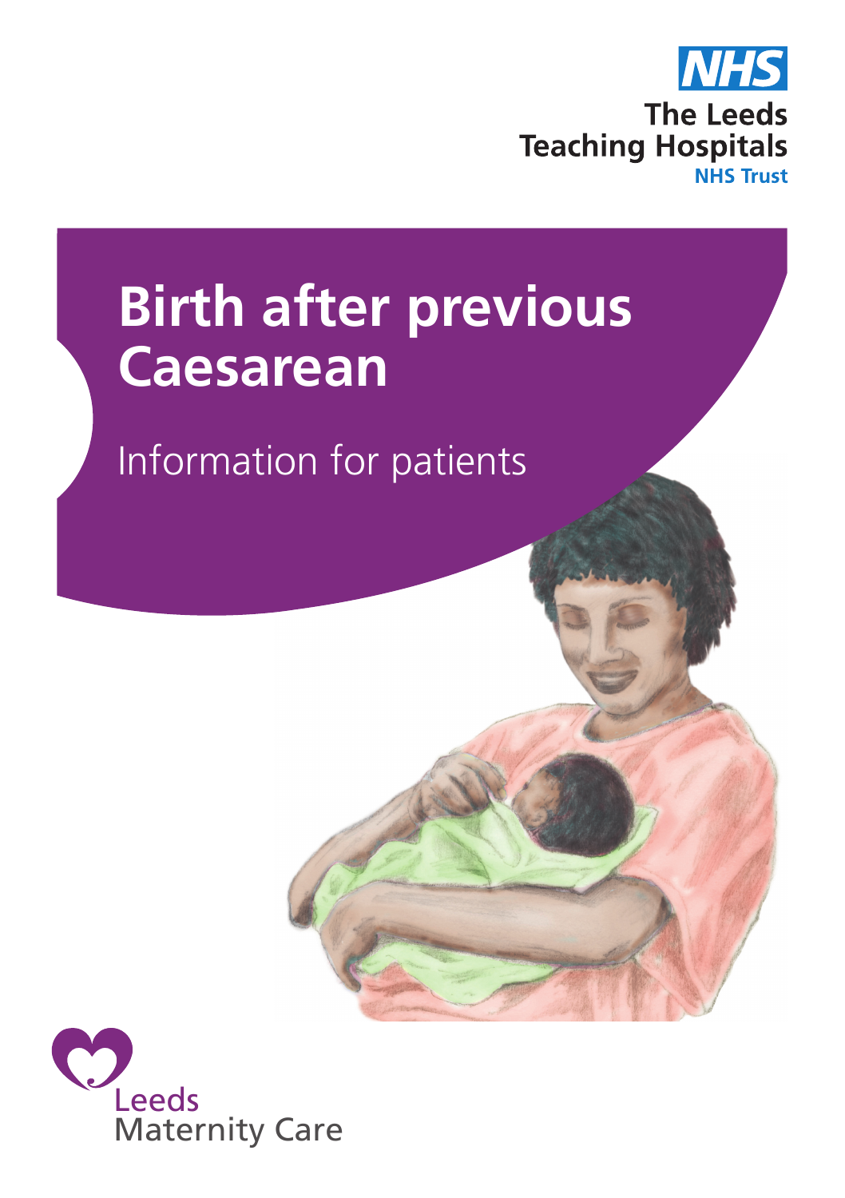NHS

The Leeds Teaching Hospitals
NHS Trust

# Birth after previous Caesarean

Information for patients

Leeds Maternity Care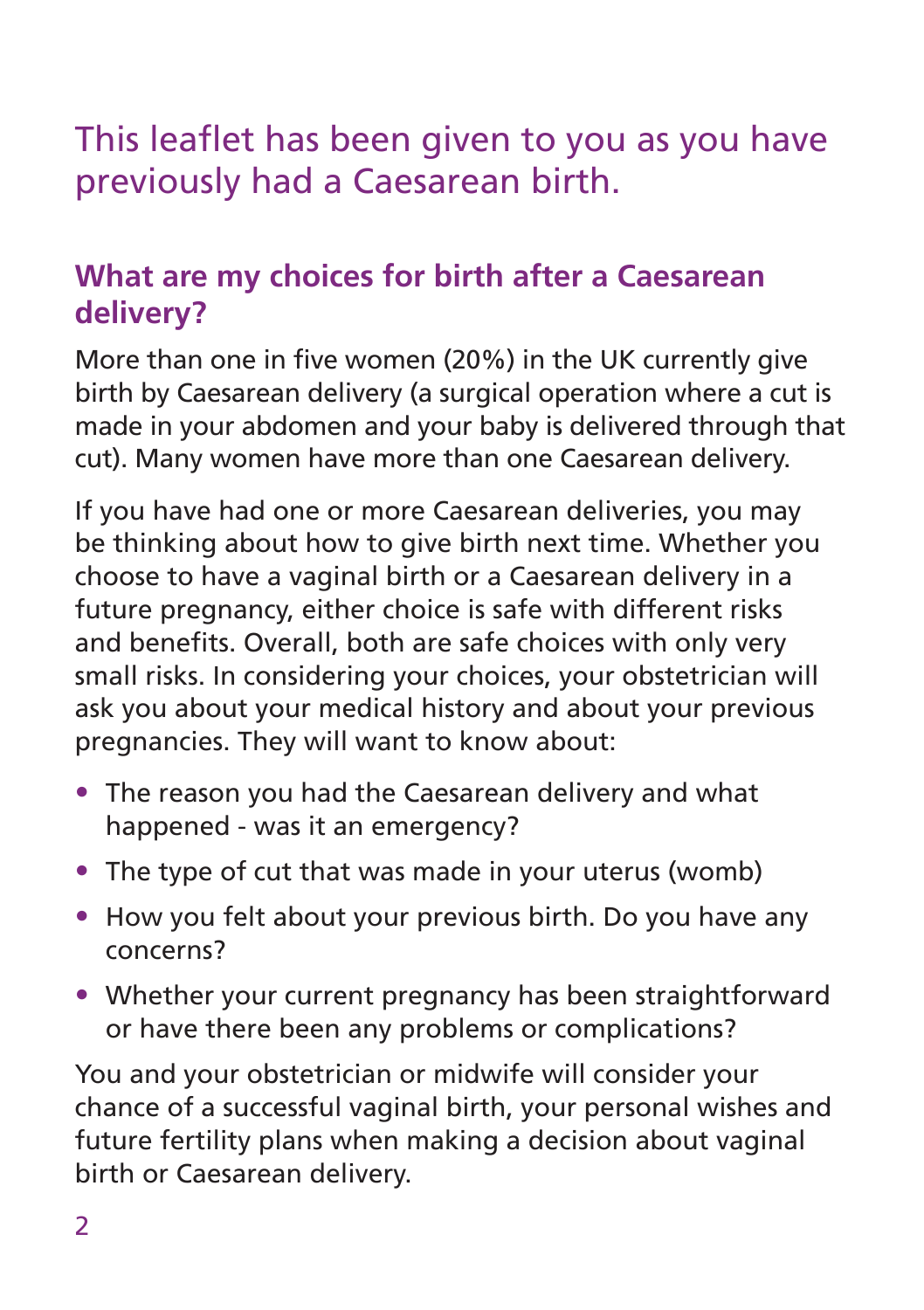This leaflet has been given to you as you have previously had a Caesarean birth.

## What are my choices for birth after a Caesarean delivery?

More than one in five women (20%) in the UK currently give birth by Caesarean delivery (a surgical operation where a cut is made in your abdomen and your baby is delivered through that cut). Many women have more than one Caesarean delivery.

If you have had one or more Caesarean deliveries, you may be thinking about how to give birth next time. Whether you choose to have a vaginal birth or a Caesarean delivery in a future pregnancy, either choice is safe with different risks and benefits. Overall, both are safe choices with only very small risks. In considering your choices, your obstetrician will ask you about your medical history and about your previous pregnancies. They will want to know about:

- The reason you had the Caesarean delivery and what happened - was it an emergency?
- The type of cut that was made in your uterus (womb)
- How you felt about your previous birth. Do you have any concerns?
- Whether your current pregnancy has been straightforward or have there been any problems or complications?

You and your obstetrician or midwife will consider your chance of a successful vaginal birth, your personal wishes and future fertility plans when making a decision about vaginal birth or Caesarean delivery.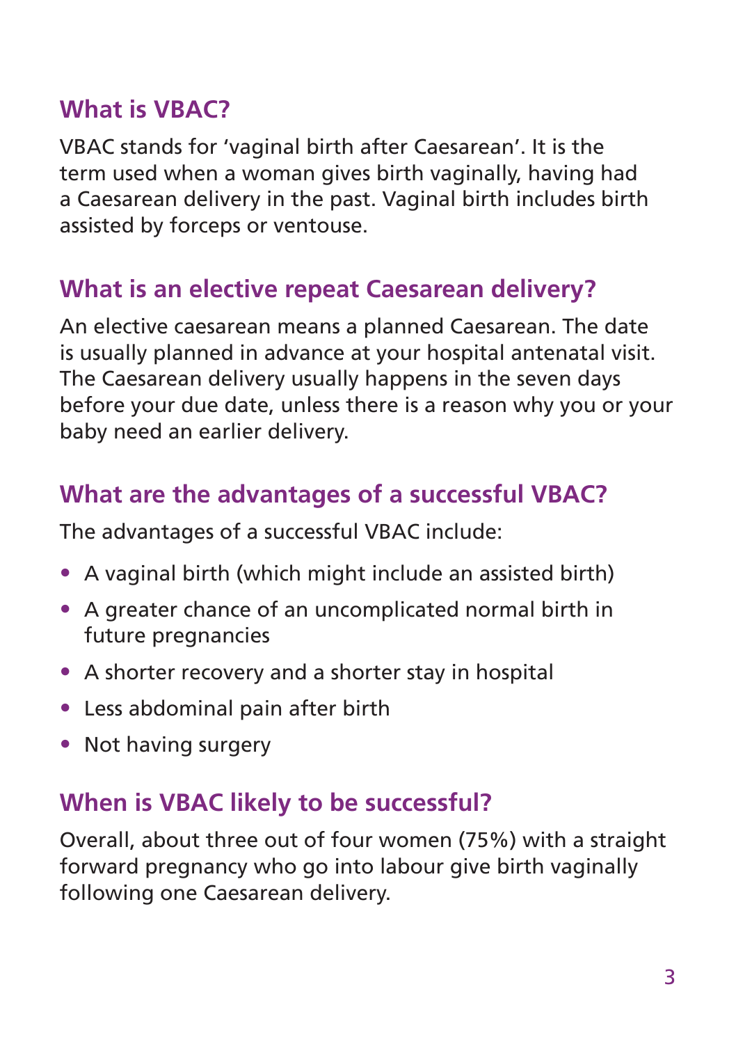## What is VBAC?

VBAC stands for 'vaginal birth after Caesarean'. It is the term used when a woman gives birth vaginally, having had a Caesarean delivery in the past. Vaginal birth includes birth assisted by forceps or ventouse.

## What is an elective repeat Caesarean delivery?

An elective caesarean means a planned Caesarean. The date is usually planned in advance at your hospital antenatal visit. The Caesarean delivery usually happens in the seven days before your due date, unless there is a reason why you or your baby need an earlier delivery.

## What are the advantages of a successful VBAC?

The advantages of a successful VBAC include:

- A vaginal birth (which might include an assisted birth)
- A greater chance of an uncomplicated normal birth in future pregnancies
- A shorter recovery and a shorter stay in hospital
- Less abdominal pain after birth
- Not having surgery

## When is VBAC likely to be successful?

Overall, about three out of four women (75%) with a straight forward pregnancy who go into labour give birth vaginally following one Caesarean delivery.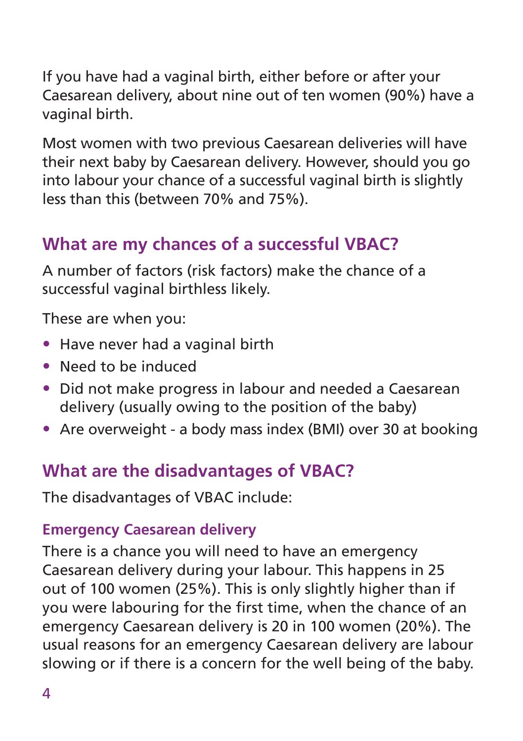If you have had a vaginal birth, either before or after your Caesarean delivery, about nine out of ten women (90%) have a vaginal birth.

Most women with two previous Caesarean deliveries will have their next baby by Caesarean delivery. However, should you go into labour your chance of a successful vaginal birth is slightly less than this (between 70% and 75%).

## What are my chances of a successful VBAC?

A number of factors (risk factors) make the chance of a successful vaginal birthless likely.

These are when you:

- Have never had a vaginal birth
- Need to be induced
- Did not make progress in labour and needed a Caesarean delivery (usually owing to the position of the baby)
- Are overweight - a body mass index (BMI) over 30 at booking

## What are the disadvantages of VBAC?

The disadvantages of VBAC include:

### Emergency Caesarean delivery

There is a chance you will need to have an emergency Caesarean delivery during your labour. This happens in 25 out of 100 women (25%). This is only slightly higher than if you were labouring for the first time, when the chance of an emergency Caesarean delivery is 20 in 100 women (20%). The usual reasons for an emergency Caesarean delivery are labour slowing or if there is a concern for the well being of the baby.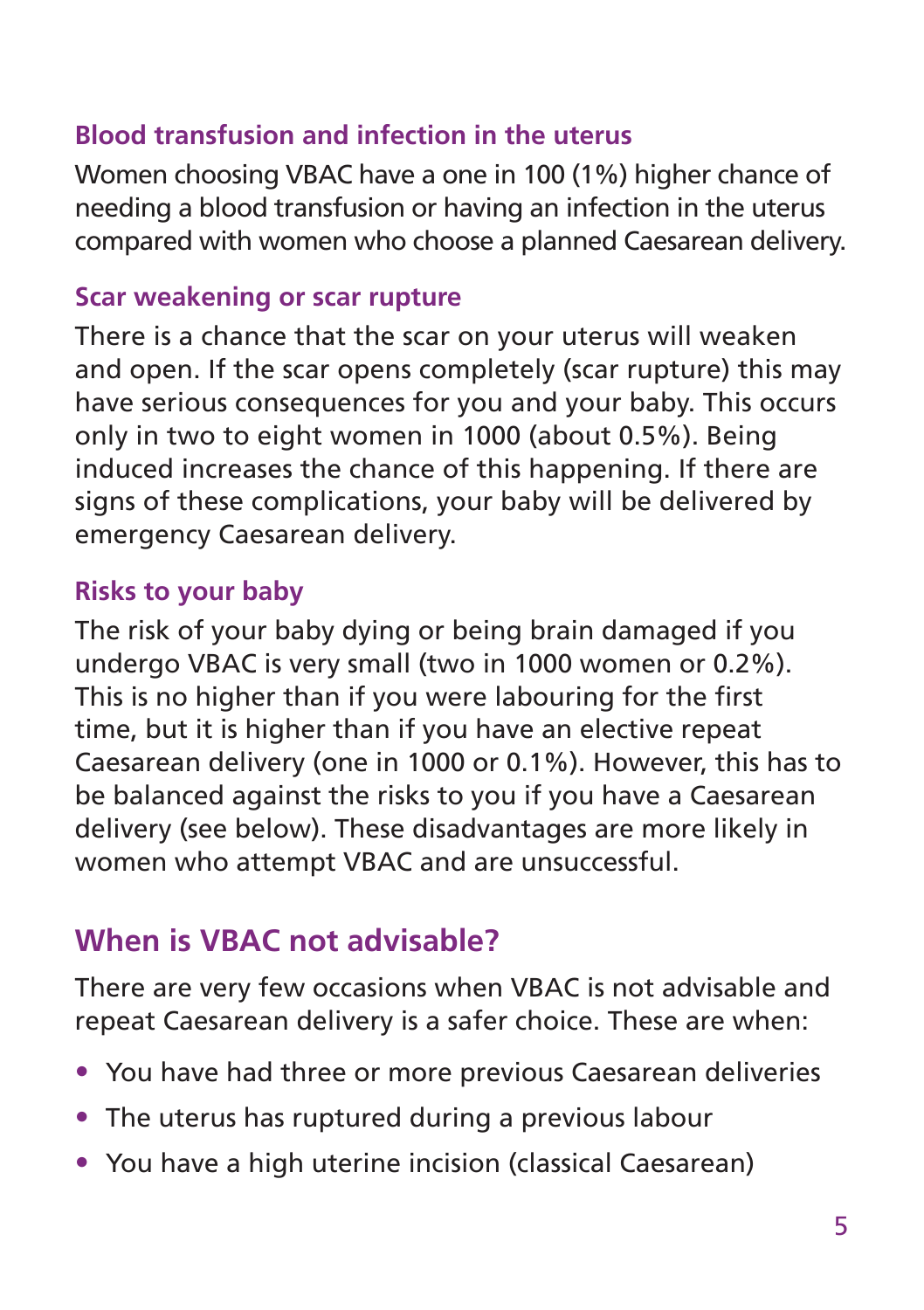### Blood transfusion and infection in the uterus

Women choosing VBAC have a one in 100 (1%) higher chance of needing a blood transfusion or having an infection in the uterus compared with women who choose a planned Caesarean delivery.

### Scar weakening or scar rupture

There is a chance that the scar on your uterus will weaken and open. If the scar opens completely (scar rupture) this may have serious consequences for you and your baby. This occurs only in two to eight women in 1000 (about 0.5%). Being induced increases the chance of this happening. If there are signs of these complications, your baby will be delivered by emergency Caesarean delivery.

### Risks to your baby

The risk of your baby dying or being brain damaged if you undergo VBAC is very small (two in 1000 women or 0.2%). This is no higher than if you were labouring for the first time, but it is higher than if you have an elective repeat Caesarean delivery (one in 1000 or 0.1%). However, this has to be balanced against the risks to you if you have a Caesarean delivery (see below). These disadvantages are more likely in women who attempt VBAC and are unsuccessful.

## When is VBAC not advisable?

There are very few occasions when VBAC is not advisable and repeat Caesarean delivery is a safer choice. These are when:

- You have had three or more previous Caesarean deliveries
- The uterus has ruptured during a previous labour
- You have a high uterine incision (classical Caesarean)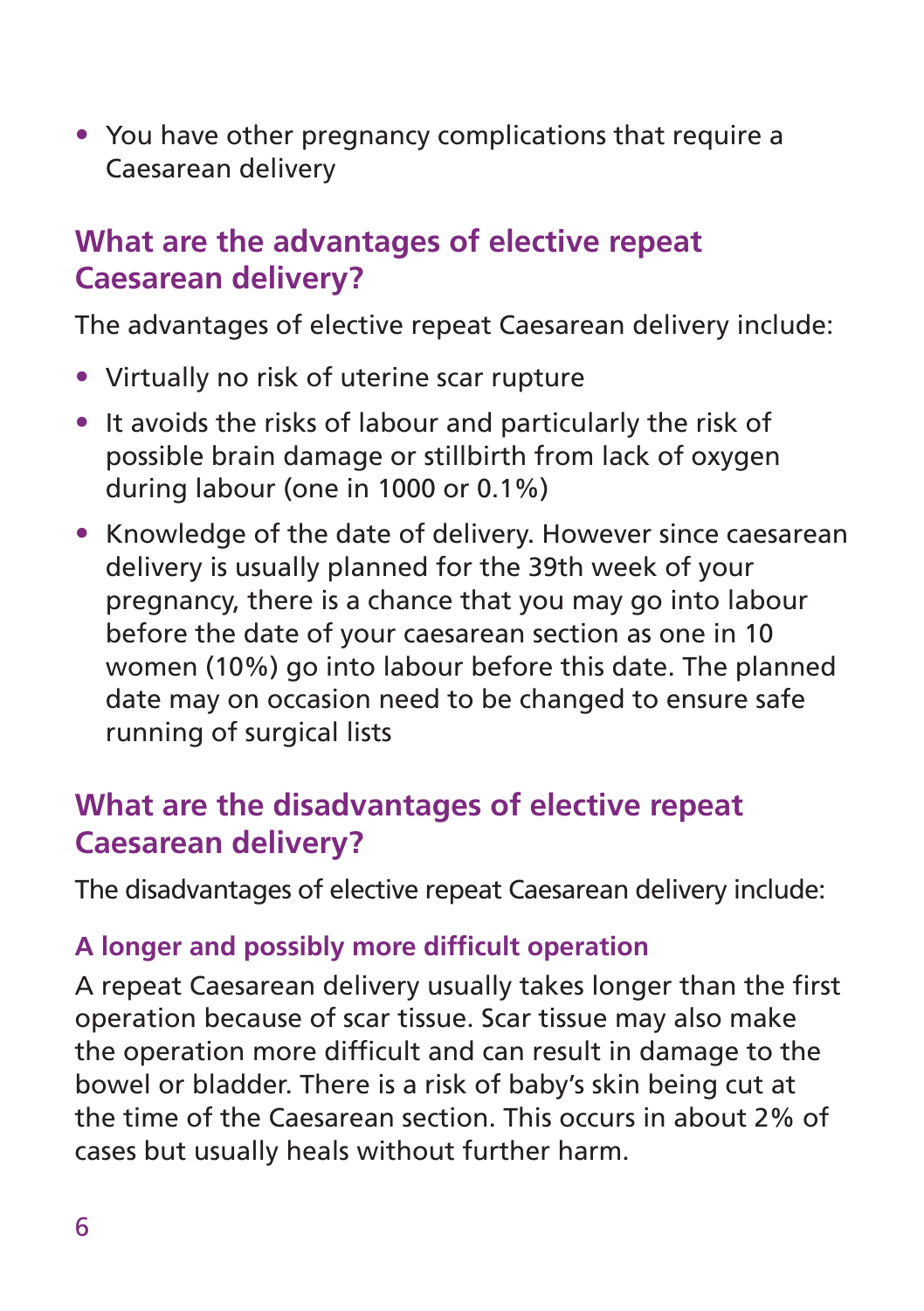- You have other pregnancy complications that require a Caesarean delivery

## What are the advantages of elective repeat Caesarean delivery?

The advantages of elective repeat Caesarean delivery include:

- Virtually no risk of uterine scar rupture
- It avoids the risks of labour and particularly the risk of possible brain damage or stillbirth from lack of oxygen during labour (one in 1000 or 0.1%)
- Knowledge of the date of delivery. However since caesarean delivery is usually planned for the 39th week of your pregnancy, there is a chance that you may go into labour before the date of your caesarean section as one in 10 women (10%) go into labour before this date. The planned date may on occasion need to be changed to ensure safe running of surgical lists

## What are the disadvantages of elective repeat Caesarean delivery?

The disadvantages of elective repeat Caesarean delivery include:

### A longer and possibly more difficult operation

A repeat Caesarean delivery usually takes longer than the first operation because of scar tissue. Scar tissue may also make the operation more difficult and can result in damage to the bowel or bladder. There is a risk of baby's skin being cut at the time of the Caesarean section. This occurs in about 2% of cases but usually heals without further harm.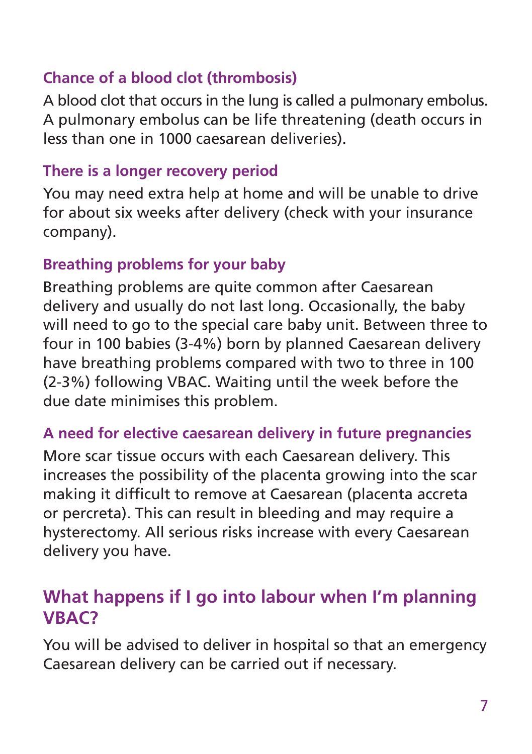### Chance of a blood clot (thrombosis)

A blood clot that occurs in the lung is called a pulmonary embolus. A pulmonary embolus can be life threatening (death occurs in less than one in 1000 caesarean deliveries).

### There is a longer recovery period

You may need extra help at home and will be unable to drive for about six weeks after delivery (check with your insurance company).

### Breathing problems for your baby

Breathing problems are quite common after Caesarean delivery and usually do not last long. Occasionally, the baby will need to go to the special care baby unit. Between three to four in 100 babies (3-4%) born by planned Caesarean delivery have breathing problems compared with two to three in 100 (2-3%) following VBAC. Waiting until the week before the due date minimises this problem.

### A need for elective caesarean delivery in future pregnancies

More scar tissue occurs with each Caesarean delivery. This increases the possibility of the placenta growing into the scar making it difficult to remove at Caesarean (placenta accreta or percreta). This can result in bleeding and may require a hysterectomy. All serious risks increase with every Caesarean delivery you have.

## What happens if I go into labour when I'm planning VBAC?

You will be advised to deliver in hospital so that an emergency Caesarean delivery can be carried out if necessary.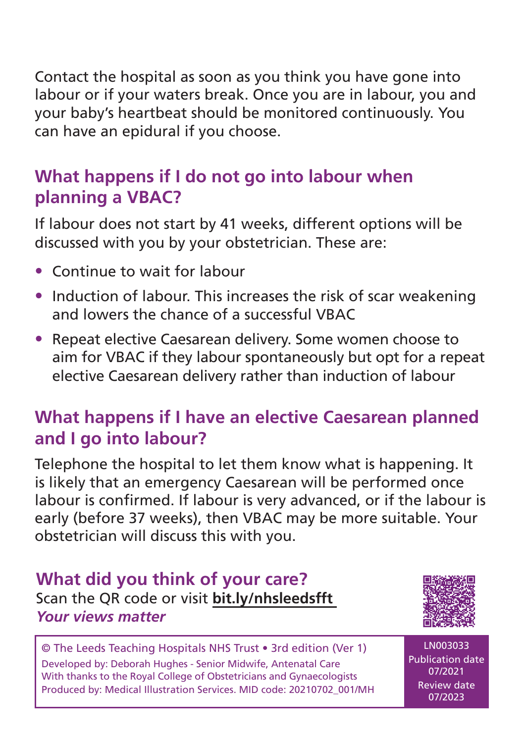Contact the hospital as soon as you think you have gone into labour or if your waters break. Once you are in labour, you and your baby's heartbeat should be monitored continuously. You can have an epidural if you choose.

## What happens if I do not go into labour when planning a VBAC?

If labour does not start by 41 weeks, different options will be discussed with you by your obstetrician. These are:

- Continue to wait for labour
- Induction of labour. This increases the risk of scar weakening and lowers the chance of a successful VBAC
- Repeat elective Caesarean delivery. Some women choose to aim for VBAC if they labour spontaneously but opt for a repeat elective Caesarean delivery rather than induction of labour

## What happens if I have an elective Caesarean planned and I go into labour?

Telephone the hospital to let them know what is happening. It is likely that an emergency Caesarean will be performed once labour is confirmed. If labour is very advanced, or if the labour is early (before 37 weeks), then VBAC may be more suitable. Your obstetrician will discuss this with you.

## What did you think of your care?

Scan the QR code or visit **bit.ly/nhsleedsfft**

***Your views matter***

© The Leeds Teaching Hospitals NHS Trust • 3rd edition (Ver 1)
Developed by: Deborah Hughes - Senior Midwife, Antenatal Care
With thanks to the Royal College of Obstetricians and Gynaecologists
Produced by: Medical Illustration Services. MID code: 20210702_001/MH

LN003033
Publication date 07/2021
Review date 07/2023